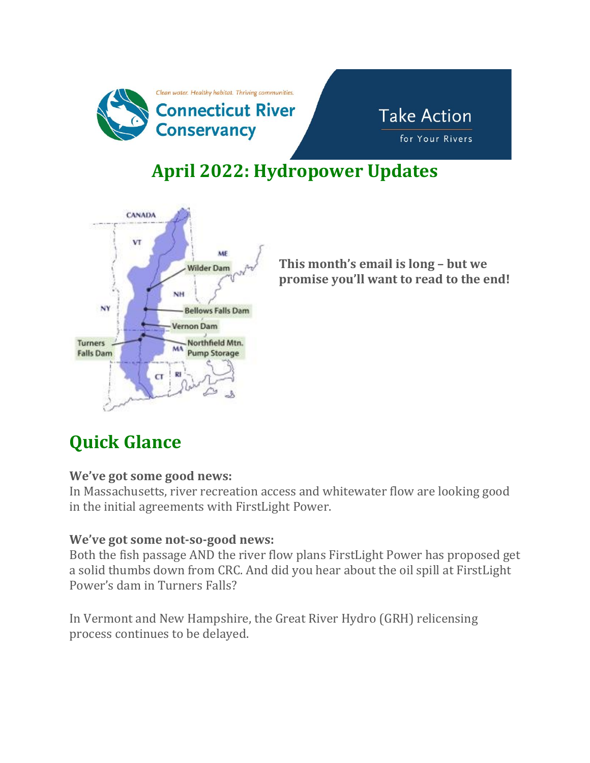Clean water. Healthy habitat. Thriving communities.

**Connecticut River Conservancy**

Take Action for Your Rivers

## April 2022: Hydropower Updates

**This month's email is long – but we promise you'll want to read to the end!**

## Quick Glance

**We've got some good news:**
In Massachusetts, river recreation access and whitewater flow are looking good in the initial agreements with FirstLight Power.

**We've got some not-so-good news:**
Both the fish passage AND the river flow plans FirstLight Power has proposed get a solid thumbs down from CRC. And did you hear about the oil spill at FirstLight Power's dam in Turners Falls?

In Vermont and New Hampshire, the Great River Hydro (GRH) relicensing process continues to be delayed.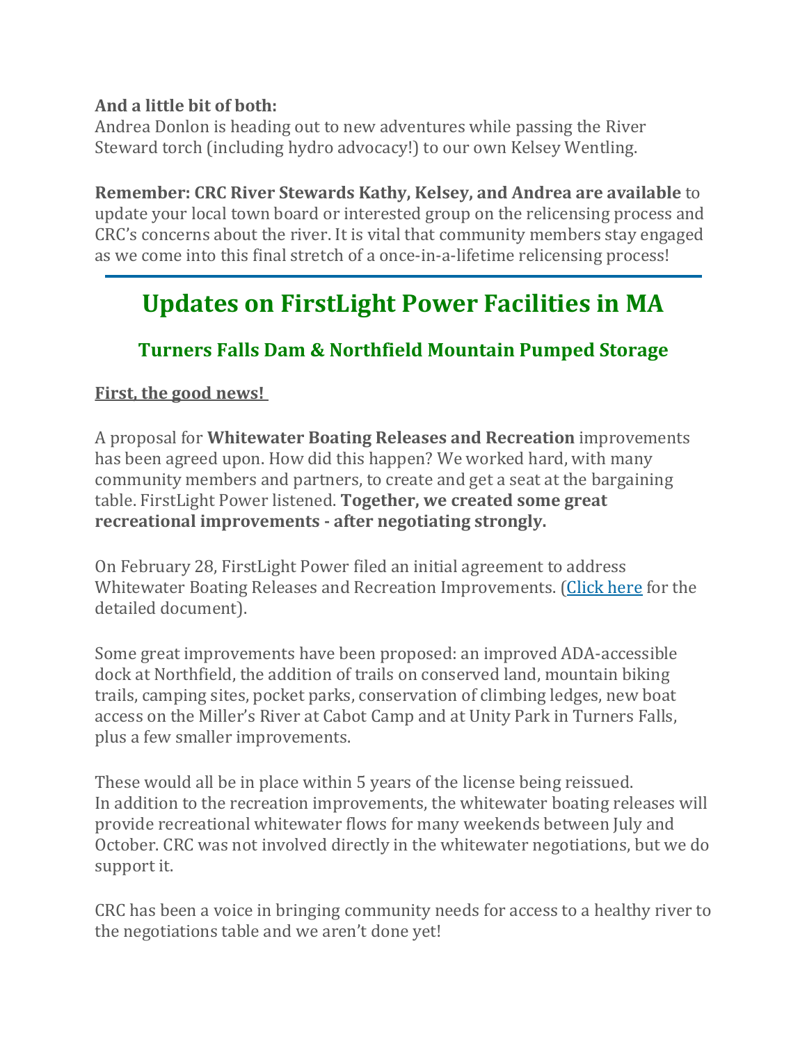**And a little bit of both:**
Andrea Donlon is heading out to new adventures while passing the River Steward torch (including hydro advocacy!) to our own Kelsey Wentling.

**Remember: CRC River Stewards Kathy, Kelsey, and Andrea are available** to update your local town board or interested group on the relicensing process and CRC's concerns about the river. It is vital that community members stay engaged as we come into this final stretch of a once-in-a-lifetime relicensing process!

---

# Updates on FirstLight Power Facilities in MA

## Turners Falls Dam & Northfield Mountain Pumped Storage

**First, the good news!**

A proposal for **Whitewater Boating Releases and Recreation** improvements has been agreed upon. How did this happen? We worked hard, with many community members and partners, to create and get a seat at the bargaining table. FirstLight Power listened. **Together, we created some great recreational improvements - after negotiating strongly.**

On February 28, FirstLight Power filed an initial agreement to address Whitewater Boating Releases and Recreation Improvements. (Click here for the detailed document).

Some great improvements have been proposed: an improved ADA-accessible dock at Northfield, the addition of trails on conserved land, mountain biking trails, camping sites, pocket parks, conservation of climbing ledges, new boat access on the Miller's River at Cabot Camp and at Unity Park in Turners Falls, plus a few smaller improvements.

These would all be in place within 5 years of the license being reissued.
In addition to the recreation improvements, the whitewater boating releases will provide recreational whitewater flows for many weekends between July and October. CRC was not involved directly in the whitewater negotiations, but we do support it.

CRC has been a voice in bringing community needs for access to a healthy river to the negotiations table and we aren't done yet!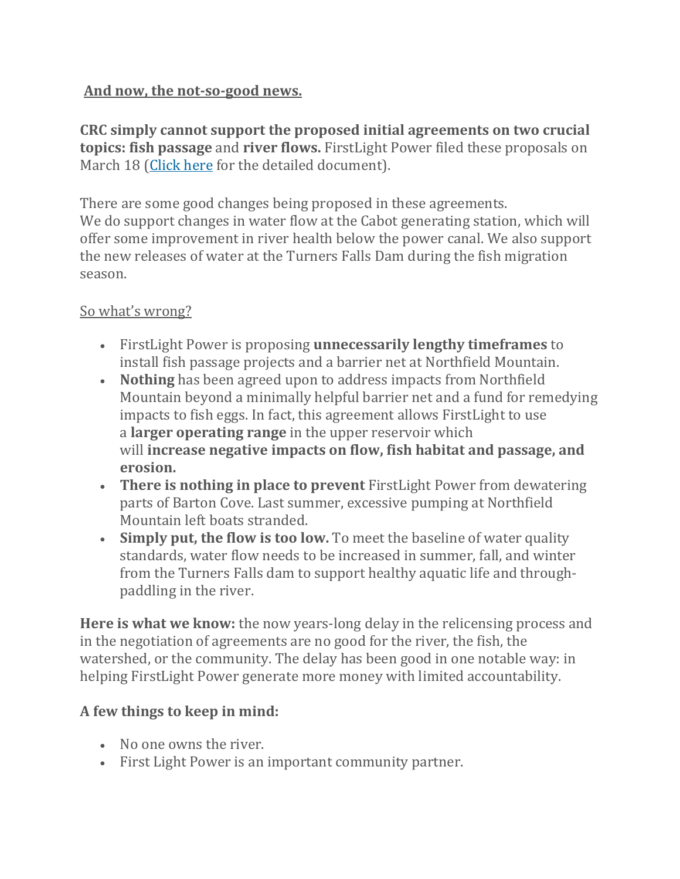**<u>And now, the not-so-good news.</u>**

**CRC simply cannot support the proposed initial agreements on two crucial topics: fish passage** and **river flows.** FirstLight Power filed these proposals on March 18 ([Click here]() for the detailed document).

There are some good changes being proposed in these agreements.
We do support changes in water flow at the Cabot generating station, which will offer some improvement in river health below the power canal. We also support the new releases of water at the Turners Falls Dam during the fish migration season.

<u>So what's wrong?</u>

- FirstLight Power is proposing **unnecessarily lengthy timeframes** to install fish passage projects and a barrier net at Northfield Mountain.
- **Nothing** has been agreed upon to address impacts from Northfield Mountain beyond a minimally helpful barrier net and a fund for remedying impacts to fish eggs. In fact, this agreement allows FirstLight to use a **larger operating range** in the upper reservoir which will **increase negative impacts on flow, fish habitat and passage, and erosion.**
- **There is nothing in place to prevent** FirstLight Power from dewatering parts of Barton Cove. Last summer, excessive pumping at Northfield Mountain left boats stranded.
- **Simply put, the flow is too low.** To meet the baseline of water quality standards, water flow needs to be increased in summer, fall, and winter from the Turners Falls dam to support healthy aquatic life and through-paddling in the river.

**Here is what we know:** the now years-long delay in the relicensing process and in the negotiation of agreements are no good for the river, the fish, the watershed, or the community. The delay has been good in one notable way: in helping FirstLight Power generate more money with limited accountability.

**A few things to keep in mind:**

- No one owns the river.
- First Light Power is an important community partner.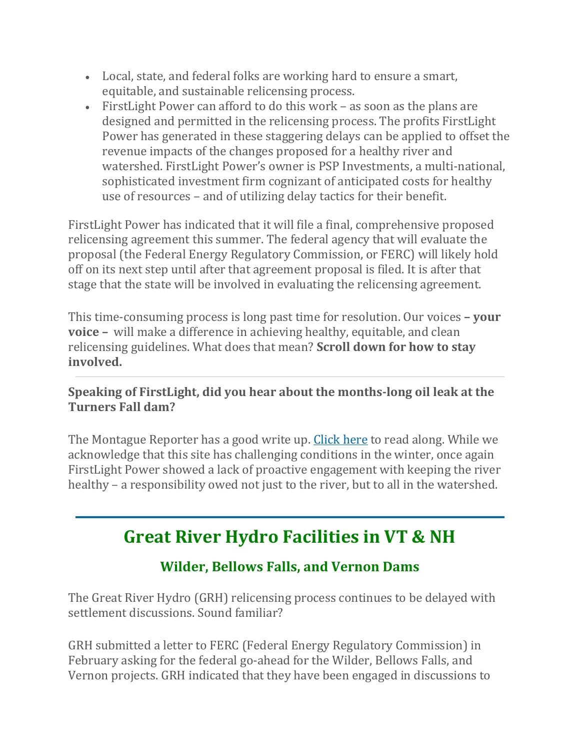- Local, state, and federal folks are working hard to ensure a smart, equitable, and sustainable relicensing process.
- FirstLight Power can afford to do this work – as soon as the plans are designed and permitted in the relicensing process. The profits FirstLight Power has generated in these staggering delays can be applied to offset the revenue impacts of the changes proposed for a healthy river and watershed. FirstLight Power's owner is PSP Investments, a multi-national, sophisticated investment firm cognizant of anticipated costs for healthy use of resources – and of utilizing delay tactics for their benefit.

FirstLight Power has indicated that it will file a final, comprehensive proposed relicensing agreement this summer. The federal agency that will evaluate the proposal (the Federal Energy Regulatory Commission, or FERC) will likely hold off on its next step until after that agreement proposal is filed. It is after that stage that the state will be involved in evaluating the relicensing agreement.

This time-consuming process is long past time for resolution. Our voices **– your voice –** will make a difference in achieving healthy, equitable, and clean relicensing guidelines. What does that mean? **Scroll down for how to stay involved.**

---

**Speaking of FirstLight, did you hear about the months-long oil leak at the Turners Fall dam?**

The Montague Reporter has a good write up. Click here to read along. While we acknowledge that this site has challenging conditions in the winter, once again FirstLight Power showed a lack of proactive engagement with keeping the river healthy – a responsibility owed not just to the river, but to all in the watershed.

---

## Great River Hydro Facilities in VT & NH

### Wilder, Bellows Falls, and Vernon Dams

The Great River Hydro (GRH) relicensing process continues to be delayed with settlement discussions. Sound familiar?

GRH submitted a letter to FERC (Federal Energy Regulatory Commission) in February asking for the federal go-ahead for the Wilder, Bellows Falls, and Vernon projects. GRH indicated that they have been engaged in discussions to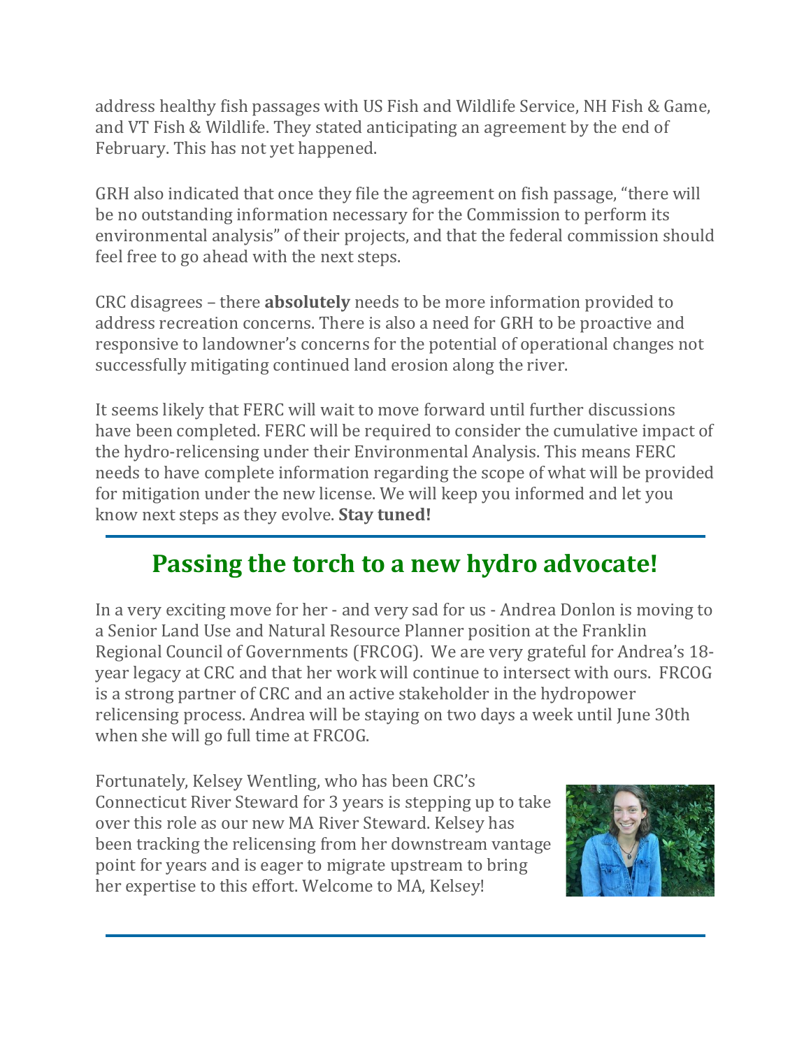address healthy fish passages with US Fish and Wildlife Service, NH Fish & Game, and VT Fish & Wildlife. They stated anticipating an agreement by the end of February. This has not yet happened.

GRH also indicated that once they file the agreement on fish passage, "there will be no outstanding information necessary for the Commission to perform its environmental analysis" of their projects, and that the federal commission should feel free to go ahead with the next steps.

CRC disagrees – there **absolutely** needs to be more information provided to address recreation concerns. There is also a need for GRH to be proactive and responsive to landowner's concerns for the potential of operational changes not successfully mitigating continued land erosion along the river.

It seems likely that FERC will wait to move forward until further discussions have been completed. FERC will be required to consider the cumulative impact of the hydro-relicensing under their Environmental Analysis. This means FERC needs to have complete information regarding the scope of what will be provided for mitigation under the new license. We will keep you informed and let you know next steps as they evolve. **Stay tuned!**

---

## Passing the torch to a new hydro advocate!

In a very exciting move for her - and very sad for us - Andrea Donlon is moving to a Senior Land Use and Natural Resource Planner position at the Franklin Regional Council of Governments (FRCOG). We are very grateful for Andrea's 18-year legacy at CRC and that her work will continue to intersect with ours. FRCOG is a strong partner of CRC and an active stakeholder in the hydropower relicensing process. Andrea will be staying on two days a week until June 30th when she will go full time at FRCOG.

Fortunately, Kelsey Wentling, who has been CRC's Connecticut River Steward for 3 years is stepping up to take over this role as our new MA River Steward. Kelsey has been tracking the relicensing from her downstream vantage point for years and is eager to migrate upstream to bring her expertise to this effort. Welcome to MA, Kelsey!

---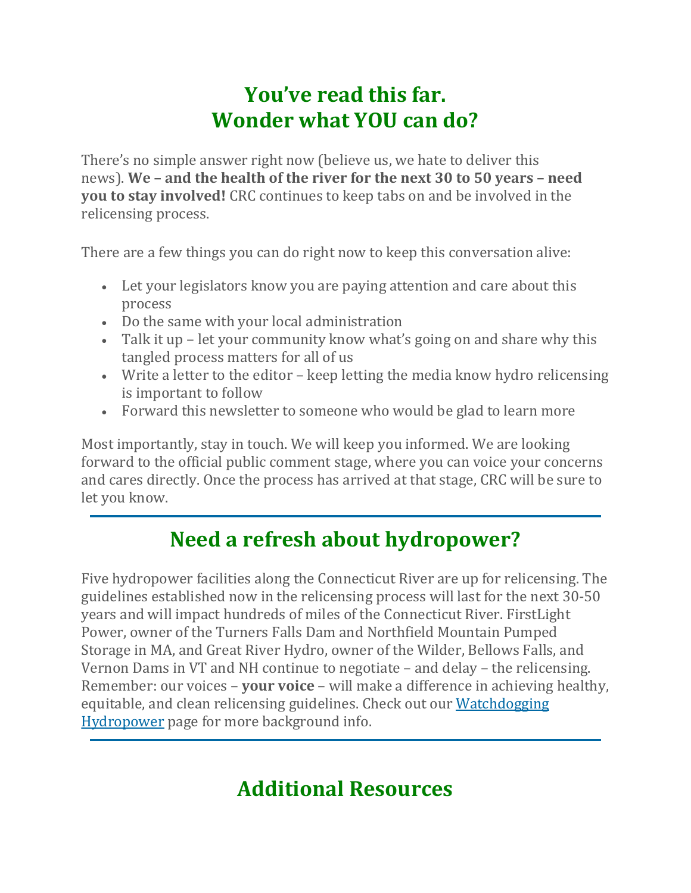# You've read this far.
# Wonder what YOU can do?

There's no simple answer right now (believe us, we hate to deliver this news). **We – and the health of the river for the next 30 to 50 years – need you to stay involved!** CRC continues to keep tabs on and be involved in the relicensing process.

There are a few things you can do right now to keep this conversation alive:

- Let your legislators know you are paying attention and care about this process
- Do the same with your local administration
- Talk it up – let your community know what's going on and share why this tangled process matters for all of us
- Write a letter to the editor – keep letting the media know hydro relicensing is important to follow
- Forward this newsletter to someone who would be glad to learn more

Most importantly, stay in touch. We will keep you informed. We are looking forward to the official public comment stage, where you can voice your concerns and cares directly. Once the process has arrived at that stage, CRC will be sure to let you know.

---

## Need a refresh about hydropower?

Five hydropower facilities along the Connecticut River are up for relicensing. The guidelines established now in the relicensing process will last for the next 30-50 years and will impact hundreds of miles of the Connecticut River. FirstLight Power, owner of the Turners Falls Dam and Northfield Mountain Pumped Storage in MA, and Great River Hydro, owner of the Wilder, Bellows Falls, and Vernon Dams in VT and NH continue to negotiate – and delay – the relicensing. Remember: our voices – **your voice** – will make a difference in achieving healthy, equitable, and clean relicensing guidelines. Check out our Watchdogging Hydropower page for more background info.

---

## Additional Resources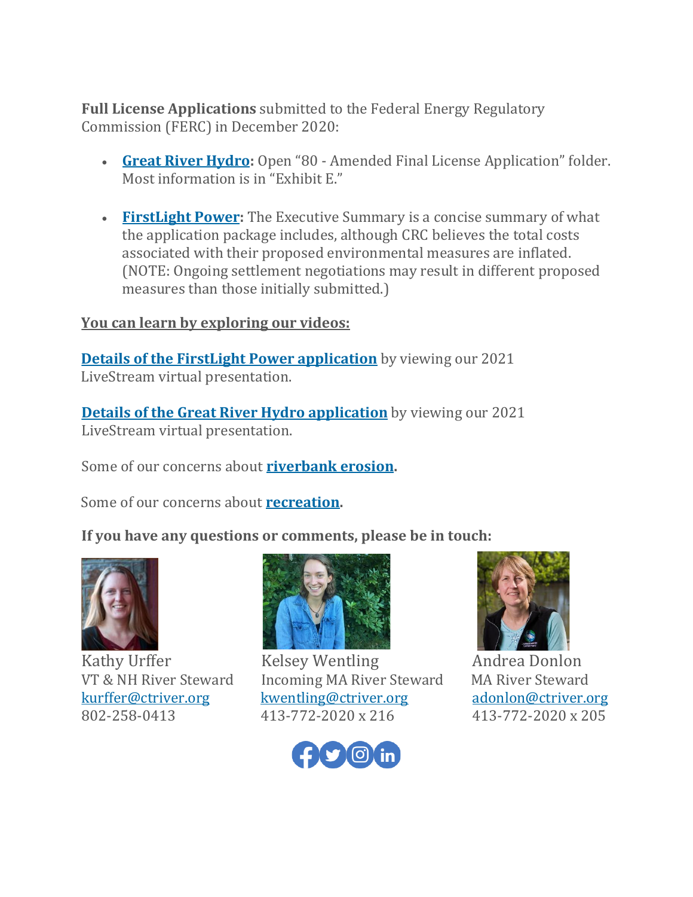**Full License Applications** submitted to the Federal Energy Regulatory Commission (FERC) in December 2020:

- **Great River Hydro:** Open "80 - Amended Final License Application" folder. Most information is in "Exhibit E."
- **FirstLight Power:** The Executive Summary is a concise summary of what the application package includes, although CRC believes the total costs associated with their proposed environmental measures are inflated. (NOTE: Ongoing settlement negotiations may result in different proposed measures than those initially submitted.)

**You can learn by exploring our videos:**

**Details of the FirstLight Power application** by viewing our 2021 LiveStream virtual presentation.

**Details of the Great River Hydro application** by viewing our 2021 LiveStream virtual presentation.

Some of our concerns about **riverbank erosion.**

Some of our concerns about **recreation.**

**If you have any questions or comments, please be in touch:**

Kathy Urffer
VT & NH River Steward
kurffer@ctriver.org
802-258-0413

Kelsey Wentling
Incoming MA River Steward
kwentling@ctriver.org
413-772-2020 x 216

Andrea Donlon
MA River Steward
adonlon@ctriver.org
413-772-2020 x 205